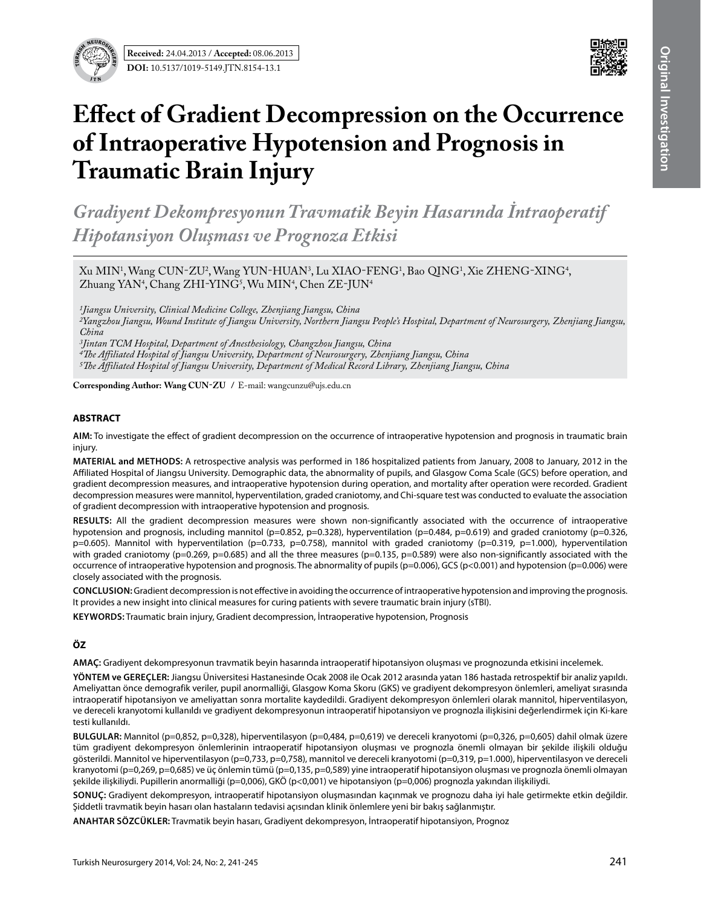**Received:** 24.04.2013 / **Accepted:** 08.06.2013

**DOI:** 10.5137/1019-5149.JTN.8154-13.1

# Effect of Gradient Decompression on the Occurrence of Intraoperative Hypotension and Prognosis in Traumatic Brain Injury

## *Gradiyent Dekompresyonun Travmatik Beyin Hasarında İntraoperatif Hipotansiyon Oluşması ve Prognoza Etkisi*

Xu MIN[1], Wang CUN-ZU[2], Wang YUN-HUAN[3], Lu XIAO-FENG[1], Bao QING[1], Xie ZHENG-XING[4], Zhuang YAN[4], Chang ZHI-YING[5], Wu MIN[4], Chen ZE-JUN[4]

*[1]Jiangsu University, Clinical Medicine College, Zhenjiang Jiangsu, China*
*[2]Yangzhou Jiangsu, Wound Institute of Jiangsu University, Northern Jiangsu People's Hospital, Department of Neurosurgery, Zhenjiang Jiangsu, China*
*[3]Jintan TCM Hospital, Department of Anesthesiology, Changzhou Jiangsu, China*
*[4]The Affiliated Hospital of Jiangsu University, Department of Neurosurgery, Zhenjiang Jiangsu, China*
*[5]The Affiliated Hospital of Jiangsu University, Department of Medical Record Library, Zhenjiang Jiangsu, China*

**Corresponding Author: Wang CUN-ZU** / E-mail: wangcunzu@ujs.edu.cn

## ABSTRACT

**AIM:** To investigate the effect of gradient decompression on the occurrence of intraoperative hypotension and prognosis in traumatic brain injury.

**MATERIAL and METHODS:** A retrospective analysis was performed in 186 hospitalized patients from January, 2008 to January, 2012 in the Affiliated Hospital of Jiangsu University. Demographic data, the abnormality of pupils, and Glasgow Coma Scale (GCS) before operation, and gradient decompression measures, and intraoperative hypotension during operation, and mortality after operation were recorded. Gradient decompression measures were mannitol, hyperventilation, graded craniotomy, and Chi-square test was conducted to evaluate the association of gradient decompression with intraoperative hypotension and prognosis.

**RESULTS:** All the gradient decompression measures were shown non-significantly associated with the occurrence of intraoperative hypotension and prognosis, including mannitol (p=0.852, p=0.328), hyperventilation (p=0.484, p=0.619) and graded craniotomy (p=0.326, p=0.605). Mannitol with hyperventilation (p=0.733, p=0.758), mannitol with graded craniotomy (p=0.319, p=1.000), hyperventilation with graded craniotomy (p=0.269, p=0.685) and all the three measures (p=0.135, p=0.589) were also non-significantly associated with the occurrence of intraoperative hypotension and prognosis. The abnormality of pupils (p=0.006), GCS (p<0.001) and hypotension (p=0.006) were closely associated with the prognosis.

**CONCLUSION:** Gradient decompression is not effective in avoiding the occurrence of intraoperative hypotension and improving the prognosis. It provides a new insight into clinical measures for curing patients with severe traumatic brain injury (sTBI).

**KEYWORDS:** Traumatic brain injury, Gradient decompression, İntraoperative hypotension, Prognosis

## ÖZ

**AMAÇ:** Gradiyent dekompresyonun travmatik beyin hasarında intraoperatif hipotansiyon oluşması ve prognozunda etkisini incelemek.

**YÖNTEM ve GEREÇLER:** Jiangsu Üniversitesi Hastanesinde Ocak 2008 ile Ocak 2012 arasında yatan 186 hastada retrospektif bir analiz yapıldı. Ameliyattan önce demografik veriler, pupil anormalliği, Glasgow Koma Skoru (GKS) ve gradiyent dekompresyon önlemleri, ameliyat sırasında intraoperatif hipotansiyon ve ameliyattan sonra mortalite kaydedildi. Gradiyent dekompresyon önlemleri olarak mannitol, hiperventilasyon, ve dereceli kranyotomi kullanıldı ve gradiyent dekompresyonun intraoperatif hipotansiyon ve prognozla ilişkisini değerlendirmek için Ki-kare testi kullanıldı.

**BULGULAR:** Mannitol (p=0,852, p=0,328), hiperventilasyon (p=0,484, p=0,619) ve dereceli kranyotomi (p=0,326, p=0,605) dahil olmak üzere tüm gradiyent dekompresyon önlemlerinin intraoperatif hipotansiyon oluşması ve prognozla önemli olmayan bir şekilde ilişkili olduğu gösterildi. Mannitol ve hiperventilasyon (p=0,733, p=0,758), mannitol ve dereceli kranyotomi (p=0,319, p=1.000), hiperventilasyon ve dereceli kranyotomi (p=0,269, p=0,685) ve üç önlemin tümü (p=0,135, p=0,589) yine intraoperatif hipotansiyon oluşması ve prognozla önemli olmayan şekilde ilişkiliydi. Pupillerin anormalliği (p=0,006), GKÖ (p<0,001) ve hipotansiyon (p=0,006) prognozla yakından ilişkiliydi.

**SONUÇ:** Gradiyent dekompresyon, intraoperatif hipotansiyon oluşmasından kaçınmak ve prognozu daha iyi hale getirmekte etkin değildir. Şiddetli travmatik beyin hasarı olan hastaların tedavisi açısından klinik önlemlere yeni bir bakış sağlanmıştır.

**ANAHTAR SÖZCÜKLER:** Travmatik beyin hasarı, Gradiyent dekompresyon, İntraoperatif hipotansiyon, Prognoz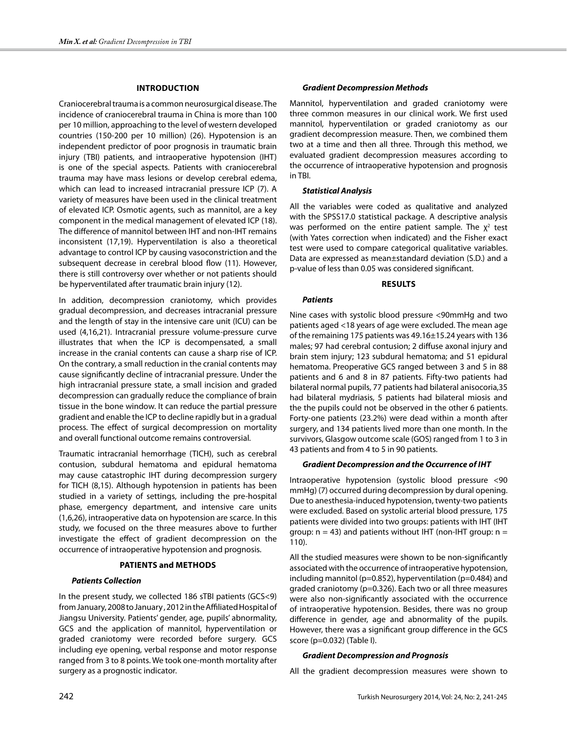## INTRODUCTION

Craniocerebral trauma is a common neurosurgical disease. The incidence of craniocerebral trauma in China is more than 100 per 10 million, approaching to the level of western developed countries (150-200 per 10 million) (26). Hypotension is an independent predictor of poor prognosis in traumatic brain injury (TBI) patients, and intraoperative hypotension (IHT) is one of the special aspects. Patients with craniocerebral trauma may have mass lesions or develop cerebral edema, which can lead to increased intracranial pressure ICP (7). A variety of measures have been used in the clinical treatment of elevated ICP. Osmotic agents, such as mannitol, are a key component in the medical management of elevated ICP (18). The difference of mannitol between IHT and non-IHT remains inconsistent (17,19). Hyperventilation is also a theoretical advantage to control ICP by causing vasoconstriction and the subsequent decrease in cerebral blood flow (11). However, there is still controversy over whether or not patients should be hyperventilated after traumatic brain injury (12).

In addition, decompression craniotomy, which provides gradual decompression, and decreases intracranial pressure and the length of stay in the intensive care unit (ICU) can be used (4,16,21). Intracranial pressure volume-pressure curve illustrates that when the ICP is decompensated, a small increase in the cranial contents can cause a sharp rise of ICP. On the contrary, a small reduction in the cranial contents may cause significantly decline of intracranial pressure. Under the high intracranial pressure state, a small incision and graded decompression can gradually reduce the compliance of brain tissue in the bone window. It can reduce the partial pressure gradient and enable the ICP to decline rapidly but in a gradual process. The effect of surgical decompression on mortality and overall functional outcome remains controversial.

Traumatic intracranial hemorrhage (TICH), such as cerebral contusion, subdural hematoma and epidural hematoma may cause catastrophic IHT during decompression surgery for TICH (8,15). Although hypotension in patients has been studied in a variety of settings, including the pre-hospital phase, emergency department, and intensive care units (1,6,26), intraoperative data on hypotension are scarce. In this study, we focused on the three measures above to further investigate the effect of gradient decompression on the occurrence of intraoperative hypotension and prognosis.

## PATIENTS and METHODS

### *Patients Collection*

In the present study, we collected 186 sTBI patients (GCS<9) from January, 2008 to January , 2012 in the Affiliated Hospital of Jiangsu University. Patients' gender, age, pupils' abnormality, GCS and the application of mannitol, hyperventilation or graded craniotomy were recorded before surgery. GCS including eye opening, verbal response and motor response ranged from 3 to 8 points. We took one-month mortality after surgery as a prognostic indicator.

### *Gradient Decompression Methods*

Mannitol, hyperventilation and graded craniotomy were three common measures in our clinical work. We first used mannitol, hyperventilation or graded craniotomy as our gradient decompression measure. Then, we combined them two at a time and then all three. Through this method, we evaluated gradient decompression measures according to the occurrence of intraoperative hypotension and prognosis in TBI.

### *Statistical Analysis*

All the variables were coded as qualitative and analyzed with the SPSS17.0 statistical package. A descriptive analysis was performed on the entire patient sample. The $\chi^2$ test (with Yates correction when indicated) and the Fisher exact test were used to compare categorical qualitative variables. Data are expressed as mean±standard deviation (S.D.) and a p-value of less than 0.05 was considered significant.

## RESULTS

### *Patients*

Nine cases with systolic blood pressure <90mmHg and two patients aged <18 years of age were excluded. The mean age of the remaining 175 patients was 49.16±15.24 years with 136 males; 97 had cerebral contusion; 2 diffuse axonal injury and brain stem injury; 123 subdural hematoma; and 51 epidural hematoma. Preoperative GCS ranged between 3 and 5 in 88 patients and 6 and 8 in 87 patients. Fifty-two patients had bilateral normal pupils, 77 patients had bilateral anisocoria,35 had bilateral mydriasis, 5 patients had bilateral miosis and the the pupils could not be observed in the other 6 patients. Forty-one patients (23.2%) were dead within a month after surgery, and 134 patients lived more than one month. In the survivors, Glasgow outcome scale (GOS) ranged from 1 to 3 in 43 patients and from 4 to 5 in 90 patients.

### *Gradient Decompression and the Occurrence of IHT*

Intraoperative hypotension (systolic blood pressure <90 mmHg) (7) occurred during decompression by dural opening. Due to anesthesia-induced hypotension, twenty-two patients were excluded. Based on systolic arterial blood pressure, 175 patients were divided into two groups: patients with IHT (IHT group: n = 43) and patients without IHT (non-IHT group: n = 110).

All the studied measures were shown to be non-significantly associated with the occurrence of intraoperative hypotension, including mannitol (p=0.852), hyperventilation (p=0.484) and graded craniotomy (p=0.326). Each two or all three measures were also non-significantly associated with the occurrence of intraoperative hypotension. Besides, there was no group difference in gender, age and abnormality of the pupils. However, there was a significant group difference in the GCS score (p=0.032) (Table I).

### *Gradient Decompression and Prognosis*

All the gradient decompression measures were shown to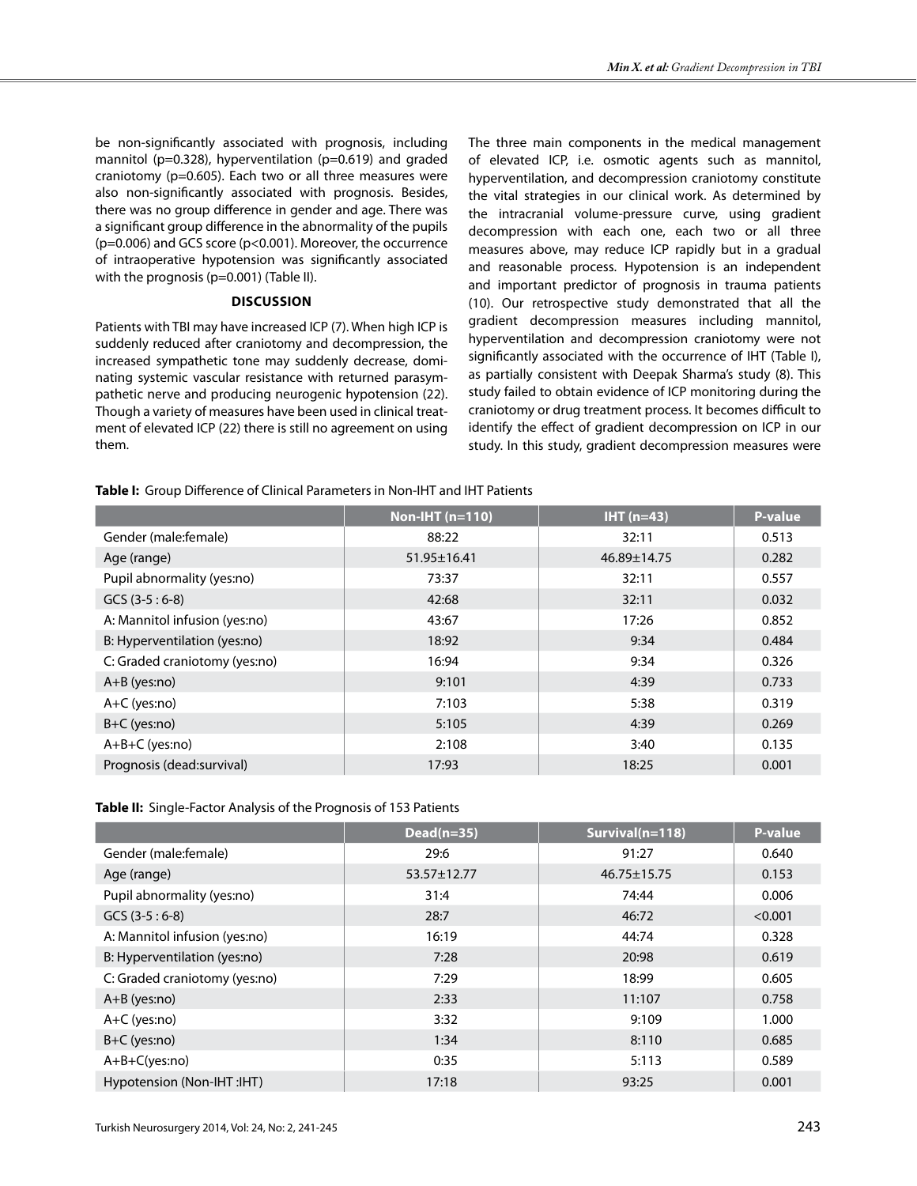be non-significantly associated with prognosis, including mannitol (p=0.328), hyperventilation (p=0.619) and graded craniotomy (p=0.605). Each two or all three measures were also non-significantly associated with prognosis. Besides, there was no group difference in gender and age. There was a significant group difference in the abnormality of the pupils (p=0.006) and GCS score (p<0.001). Moreover, the occurrence of intraoperative hypotension was significantly associated with the prognosis (p=0.001) (Table II).

## DISCUSSION

Patients with TBI may have increased ICP (7). When high ICP is suddenly reduced after craniotomy and decompression, the increased sympathetic tone may suddenly decrease, dominating systemic vascular resistance with returned parasympathetic nerve and producing neurogenic hypotension (22). Though a variety of measures have been used in clinical treatment of elevated ICP (22) there is still no agreement on using them.

The three main components in the medical management of elevated ICP, i.e. osmotic agents such as mannitol, hyperventilation, and decompression craniotomy constitute the vital strategies in our clinical work. As determined by the intracranial volume-pressure curve, using gradient decompression with each one, each two or all three measures above, may reduce ICP rapidly but in a gradual and reasonable process. Hypotension is an independent and important predictor of prognosis in trauma patients (10). Our retrospective study demonstrated that all the gradient decompression measures including mannitol, hyperventilation and decompression craniotomy were not significantly associated with the occurrence of IHT (Table I), as partially consistent with Deepak Sharma's study (8). This study failed to obtain evidence of ICP monitoring during the craniotomy or drug treatment process. It becomes difficult to identify the effect of gradient decompression on ICP in our study. In this study, gradient decompression measures were

**Table I:** Group Difference of Clinical Parameters in Non-IHT and IHT Patients

| | Non-IHT (n=110) | IHT (n=43) | P-value |
|---|---|---|---|
| Gender (male:female) | 88:22 | 32:11 | 0.513 |
| Age (range) | 51.95±16.41 | 46.89±14.75 | 0.282 |
| Pupil abnormality (yes:no) | 73:37 | 32:11 | 0.557 |
| GCS (3-5 : 6-8) | 42:68 | 32:11 | 0.032 |
| A: Mannitol infusion (yes:no) | 43:67 | 17:26 | 0.852 |
| B: Hyperventilation (yes:no) | 18:92 | 9:34 | 0.484 |
| C: Graded craniotomy (yes:no) | 16:94 | 9:34 | 0.326 |
| A+B (yes:no) | 9:101 | 4:39 | 0.733 |
| A+C (yes:no) | 7:103 | 5:38 | 0.319 |
| B+C (yes:no) | 5:105 | 4:39 | 0.269 |
| A+B+C (yes:no) | 2:108 | 3:40 | 0.135 |
| Prognosis (dead:survival) | 17:93 | 18:25 | 0.001 |

**Table II:** Single-Factor Analysis of the Prognosis of 153 Patients

| | Dead(n=35) | Survival(n=118) | P-value |
|---|---|---|---|
| Gender (male:female) | 29:6 | 91:27 | 0.640 |
| Age (range) | 53.57±12.77 | 46.75±15.75 | 0.153 |
| Pupil abnormality (yes:no) | 31:4 | 74:44 | 0.006 |
| GCS (3-5 : 6-8) | 28:7 | 46:72 | <0.001 |
| A: Mannitol infusion (yes:no) | 16:19 | 44:74 | 0.328 |
| B: Hyperventilation (yes:no) | 7:28 | 20:98 | 0.619 |
| C: Graded craniotomy (yes:no) | 7:29 | 18:99 | 0.605 |
| A+B (yes:no) | 2:33 | 11:107 | 0.758 |
| A+C (yes:no) | 3:32 | 9:109 | 1.000 |
| B+C (yes:no) | 1:34 | 8:110 | 0.685 |
| A+B+C(yes:no) | 0:35 | 5:113 | 0.589 |
| Hypotension (Non-IHT :IHT) | 17:18 | 93:25 | 0.001 |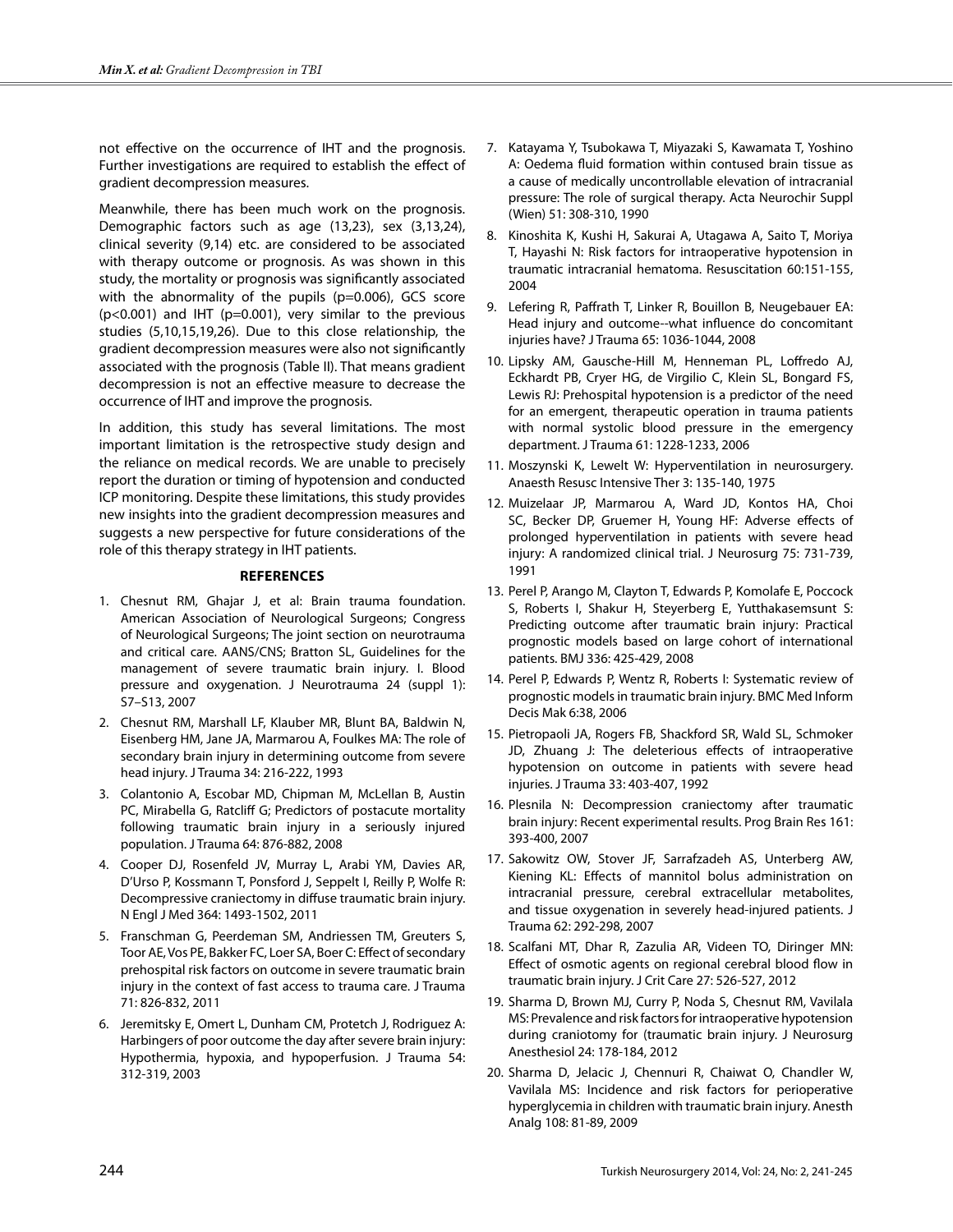not effective on the occurrence of IHT and the prognosis. Further investigations are required to establish the effect of gradient decompression measures.

Meanwhile, there has been much work on the prognosis. Demographic factors such as age (13,23), sex (3,13,24), clinical severity (9,14) etc. are considered to be associated with therapy outcome or prognosis. As was shown in this study, the mortality or prognosis was significantly associated with the abnormality of the pupils (p=0.006), GCS score (p<0.001) and IHT (p=0.001), very similar to the previous studies (5,10,15,19,26). Due to this close relationship, the gradient decompression measures were also not significantly associated with the prognosis (Table II). That means gradient decompression is not an effective measure to decrease the occurrence of IHT and improve the prognosis.

In addition, this study has several limitations. The most important limitation is the retrospective study design and the reliance on medical records. We are unable to precisely report the duration or timing of hypotension and conducted ICP monitoring. Despite these limitations, this study provides new insights into the gradient decompression measures and suggests a new perspective for future considerations of the role of this therapy strategy in IHT patients.

## REFERENCES

1. Chesnut RM, Ghajar J, et al: Brain trauma foundation. American Association of Neurological Surgeons; Congress of Neurological Surgeons; The joint section on neurotrauma and critical care. AANS/CNS; Bratton SL, Guidelines for the management of severe traumatic brain injury. I. Blood pressure and oxygenation. J Neurotrauma 24 (suppl 1): S7–S13, 2007
2. Chesnut RM, Marshall LF, Klauber MR, Blunt BA, Baldwin N, Eisenberg HM, Jane JA, Marmarou A, Foulkes MA: The role of secondary brain injury in determining outcome from severe head injury. J Trauma 34: 216-222, 1993
3. Colantonio A, Escobar MD, Chipman M, McLellan B, Austin PC, Mirabella G, Ratcliff G; Predictors of postacute mortality following traumatic brain injury in a seriously injured population. J Trauma 64: 876-882, 2008
4. Cooper DJ, Rosenfeld JV, Murray L, Arabi YM, Davies AR, D'Urso P, Kossmann T, Ponsford J, Seppelt I, Reilly P, Wolfe R: Decompressive craniectomy in diffuse traumatic brain injury. N Engl J Med 364: 1493-1502, 2011
5. Franschman G, Peerdeman SM, Andriessen TM, Greuters S, Toor AE, Vos PE, Bakker FC, Loer SA, Boer C: Effect of secondary prehospital risk factors on outcome in severe traumatic brain injury in the context of fast access to trauma care. J Trauma 71: 826-832, 2011
6. Jeremitsky E, Omert L, Dunham CM, Protetch J, Rodriguez A: Harbingers of poor outcome the day after severe brain injury: Hypothermia, hypoxia, and hypoperfusion. J Trauma 54: 312-319, 2003
7. Katayama Y, Tsubokawa T, Miyazaki S, Kawamata T, Yoshino A: Oedema fluid formation within contused brain tissue as a cause of medically uncontrollable elevation of intracranial pressure: The role of surgical therapy. Acta Neurochir Suppl (Wien) 51: 308-310, 1990
8. Kinoshita K, Kushi H, Sakurai A, Utagawa A, Saito T, Moriya T, Hayashi N: Risk factors for intraoperative hypotension in traumatic intracranial hematoma. Resuscitation 60:151-155, 2004
9. Lefering R, Paffrath T, Linker R, Bouillon B, Neugebauer EA: Head injury and outcome--what influence do concomitant injuries have? J Trauma 65: 1036-1044, 2008
10. Lipsky AM, Gausche-Hill M, Henneman PL, Loffredo AJ, Eckhardt PB, Cryer HG, de Virgilio C, Klein SL, Bongard FS, Lewis RJ: Prehospital hypotension is a predictor of the need for an emergent, therapeutic operation in trauma patients with normal systolic blood pressure in the emergency department. J Trauma 61: 1228-1233, 2006
11. Moszynski K, Lewelt W: Hyperventilation in neurosurgery. Anaesth Resusc Intensive Ther 3: 135-140, 1975
12. Muizelaar JP, Marmarou A, Ward JD, Kontos HA, Choi SC, Becker DP, Gruemer H, Young HF: Adverse effects of prolonged hyperventilation in patients with severe head injury: A randomized clinical trial. J Neurosurg 75: 731-739, 1991
13. Perel P, Arango M, Clayton T, Edwards P, Komolafe E, Poccock S, Roberts I, Shakur H, Steyerberg E, Yutthakasemsunt S: Predicting outcome after traumatic brain injury: Practical prognostic models based on large cohort of international patients. BMJ 336: 425-429, 2008
14. Perel P, Edwards P, Wentz R, Roberts I: Systematic review of prognostic models in traumatic brain injury. BMC Med Inform Decis Mak 6:38, 2006
15. Pietropaoli JA, Rogers FB, Shackford SR, Wald SL, Schmoker JD, Zhuang J: The deleterious effects of intraoperative hypotension on outcome in patients with severe head injuries. J Trauma 33: 403-407, 1992
16. Plesnila N: Decompression craniectomy after traumatic brain injury: Recent experimental results. Prog Brain Res 161: 393-400, 2007
17. Sakowitz OW, Stover JF, Sarrafzadeh AS, Unterberg AW, Kiening KL: Effects of mannitol bolus administration on intracranial pressure, cerebral extracellular metabolites, and tissue oxygenation in severely head-injured patients. J Trauma 62: 292-298, 2007
18. Scalfani MT, Dhar R, Zazulia AR, Videen TO, Diringer MN: Effect of osmotic agents on regional cerebral blood flow in traumatic brain injury. J Crit Care 27: 526-527, 2012
19. Sharma D, Brown MJ, Curry P, Noda S, Chesnut RM, Vavilala MS: Prevalence and risk factors for intraoperative hypotension during craniotomy for (traumatic brain injury. J Neurosurg Anesthesiol 24: 178-184, 2012
20. Sharma D, Jelacic J, Chennuri R, Chaiwat O, Chandler W, Vavilala MS: Incidence and risk factors for perioperative hyperglycemia in children with traumatic brain injury. Anesth Analg 108: 81-89, 2009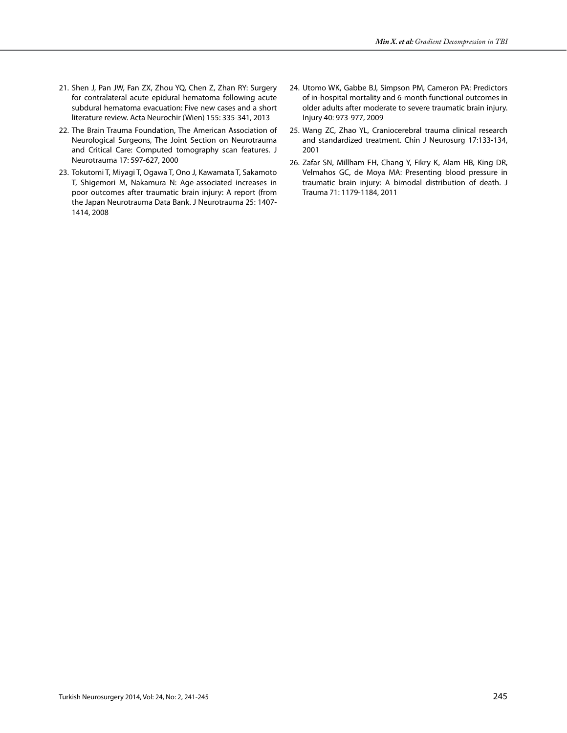21. Shen J, Pan JW, Fan ZX, Zhou YQ, Chen Z, Zhan RY: Surgery for contralateral acute epidural hematoma following acute subdural hematoma evacuation: Five new cases and a short literature review. Acta Neurochir (Wien) 155: 335-341, 2013
22. The Brain Trauma Foundation, The American Association of Neurological Surgeons, The Joint Section on Neurotrauma and Critical Care: Computed tomography scan features. J Neurotrauma 17: 597-627, 2000
23. Tokutomi T, Miyagi T, Ogawa T, Ono J, Kawamata T, Sakamoto T, Shigemori M, Nakamura N: Age-associated increases in poor outcomes after traumatic brain injury: A report (from the Japan Neurotrauma Data Bank. J Neurotrauma 25: 1407-1414, 2008
24. Utomo WK, Gabbe BJ, Simpson PM, Cameron PA: Predictors of in-hospital mortality and 6-month functional outcomes in older adults after moderate to severe traumatic brain injury. Injury 40: 973-977, 2009
25. Wang ZC, Zhao YL, Craniocerebral trauma clinical research and standardized treatment. Chin J Neurosurg 17:133-134, 2001
26. Zafar SN, Millham FH, Chang Y, Fikry K, Alam HB, King DR, Velmahos GC, de Moya MA: Presenting blood pressure in traumatic brain injury: A bimodal distribution of death. J Trauma 71: 1179-1184, 2011